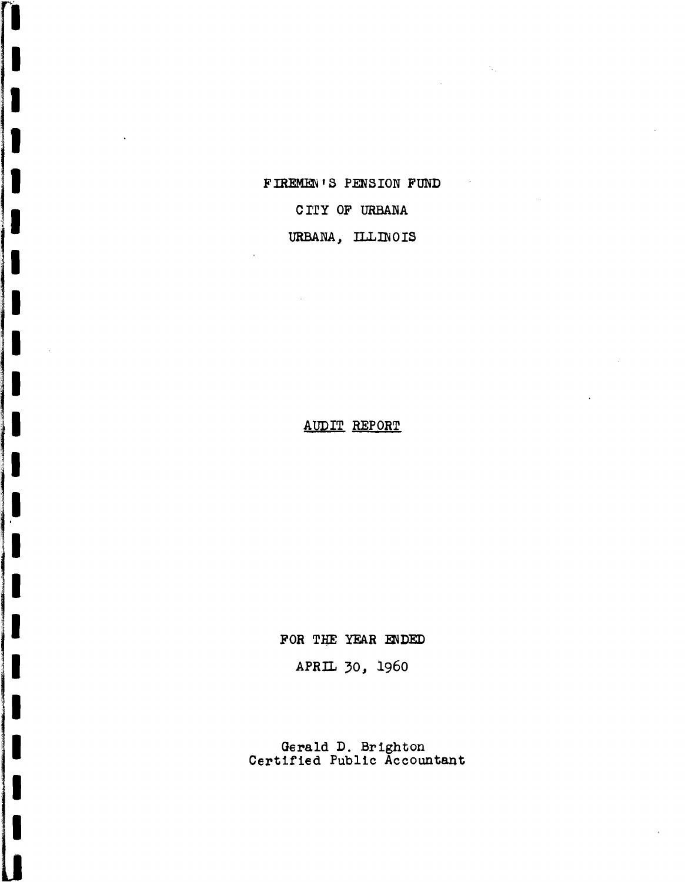# FIREMEN'S PENSION FUND

## CITY OF URBANA

## URBANA, ILLINOIS

AUDIT REPORT

FOR THE YEAR ENDED

APRIL 30, 1960

Gerald D. Brighton
Certified Public Accountant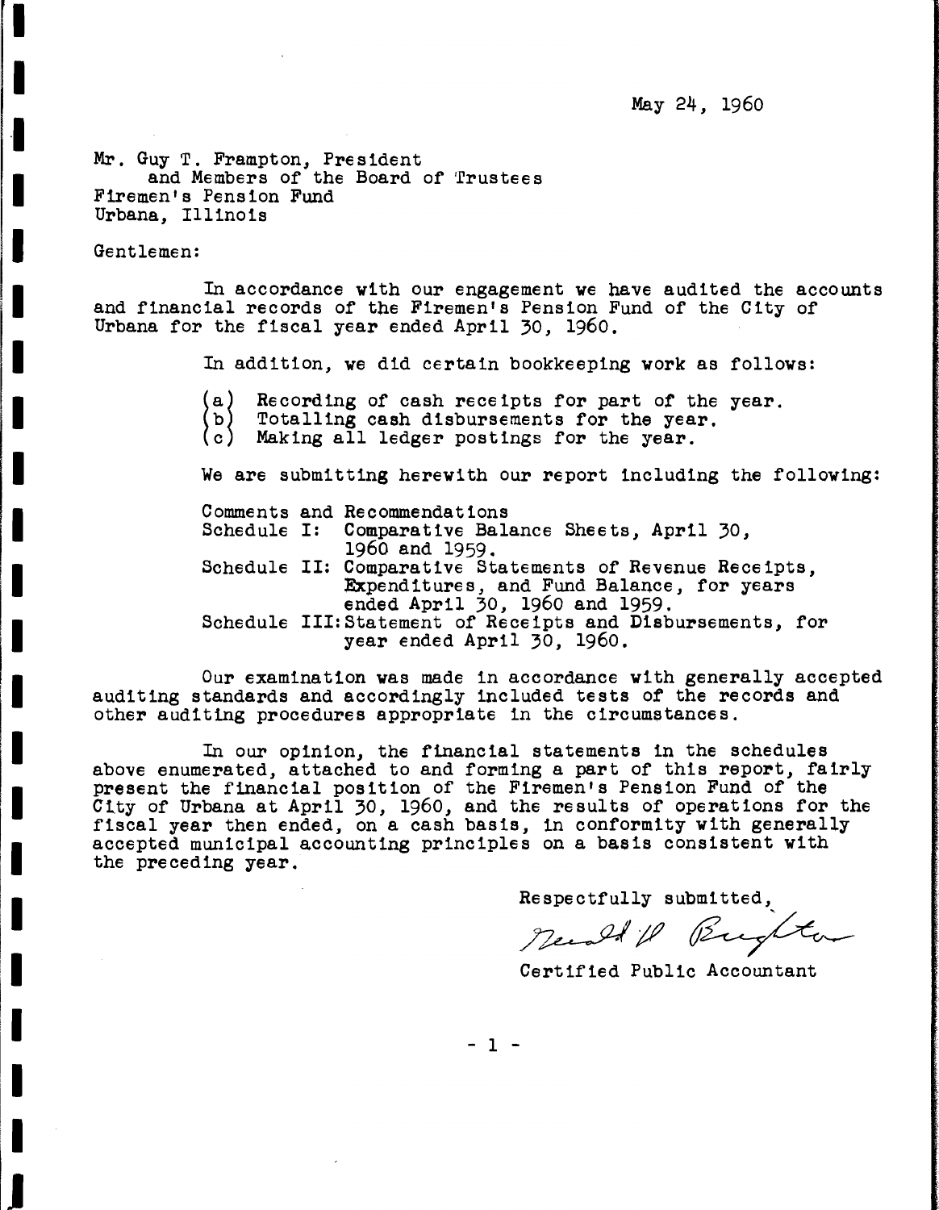May 24, 1960

Mr. Guy T. Frampton, President
and Members of the Board of Trustees
Firemen's Pension Fund
Urbana, Illinois

Gentlemen:

In accordance with our engagement we have audited the accounts and financial records of the Firemen's Pension Fund of the City of Urbana for the fiscal year ended April 30, 1960.

In addition, we did certain bookkeeping work as follows:

(a) Recording of cash receipts for part of the year.
(b) Totalling cash disbursements for the year.
(c) Making all ledger postings for the year.

We are submitting herewith our report including the following:

Comments and Recommendations
Schedule I: Comparative Balance Sheets, April 30, 1960 and 1959.
Schedule II: Comparative Statements of Revenue Receipts, Expenditures, and Fund Balance, for years ended April 30, 1960 and 1959.
Schedule III: Statement of Receipts and Disbursements, for year ended April 30, 1960.

Our examination was made in accordance with generally accepted auditing standards and accordingly included tests of the records and other auditing procedures appropriate in the circumstances.

In our opinion, the financial statements in the schedules above enumerated, attached to and forming a part of this report, fairly present the financial position of the Firemen's Pension Fund of the City of Urbana at April 30, 1960, and the results of operations for the fiscal year then ended, on a cash basis, in conformity with generally accepted municipal accounting principles on a basis consistent with the preceding year.

Respectfully submitted,

Neal W. Brighton

Certified Public Accountant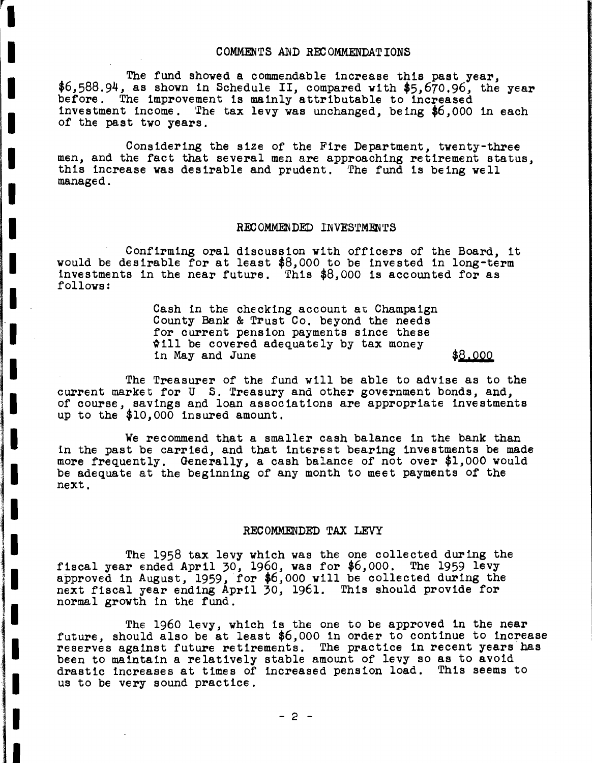## COMMENTS AND RECOMMENDATIONS

The fund showed a commendable increase this past year, $6,588.94, as shown in Schedule II, compared with $5,670.96, the year before. The improvement is mainly attributable to increased investment income. The tax levy was unchanged, being $6,000 in each of the past two years.

Considering the size of the Fire Department, twenty-three men, and the fact that several men are approaching retirement status, this increase was desirable and prudent. The fund is being well managed.

## RECOMMENDED INVESTMENTS

Confirming oral discussion with officers of the Board, it would be desirable for at least $8,000 to be invested in long-term investments in the near future. This $8,000 is accounted for as follows:

| | |
|---|---|
| Cash in the checking account at Champaign County Bank & Trust Co. beyond the needs for current pension payments since these will be covered adequately by tax money in May and June | $8,000 |

The Treasurer of the fund will be able to advise as to the current market for U S. Treasury and other government bonds, and, of course, savings and loan associations are appropriate investments up to the $10,000 insured amount.

We recommend that a smaller cash balance in the bank than in the past be carried, and that interest bearing investments be made more frequently. Generally, a cash balance of not over $1,000 would be adequate at the beginning of any month to meet payments of the next.

## RECOMMENDED TAX LEVY

The 1958 tax levy which was the one collected during the fiscal year ended April 30, 1960, was for $6,000. The 1959 levy approved in August, 1959, for $6,000 will be collected during the next fiscal year ending April 30, 1961. This should provide for normal growth in the fund.

The 1960 levy, which is the one to be approved in the near future, should also be at least $6,000 in order to continue to increase reserves against future retirements. The practice in recent years has been to maintain a relatively stable amount of levy so as to avoid drastic increases at times of increased pension load. This seems to us to be very sound practice.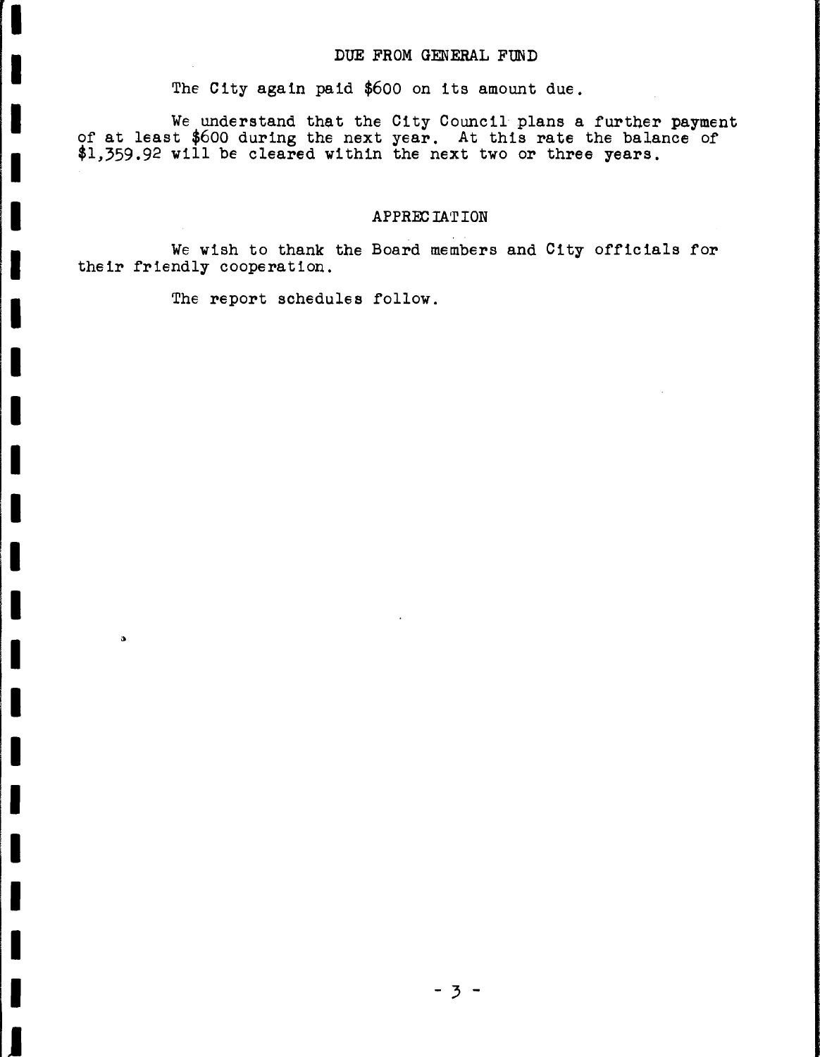## DUE FROM GENERAL FUND

The City again paid $600 on its amount due.

We understand that the City Council plans a further payment of at least $600 during the next year. At this rate the balance of $1,359.92 will be cleared within the next two or three years.

## APPRECIATION

We wish to thank the Board members and City officials for their friendly cooperation.

The report schedules follow.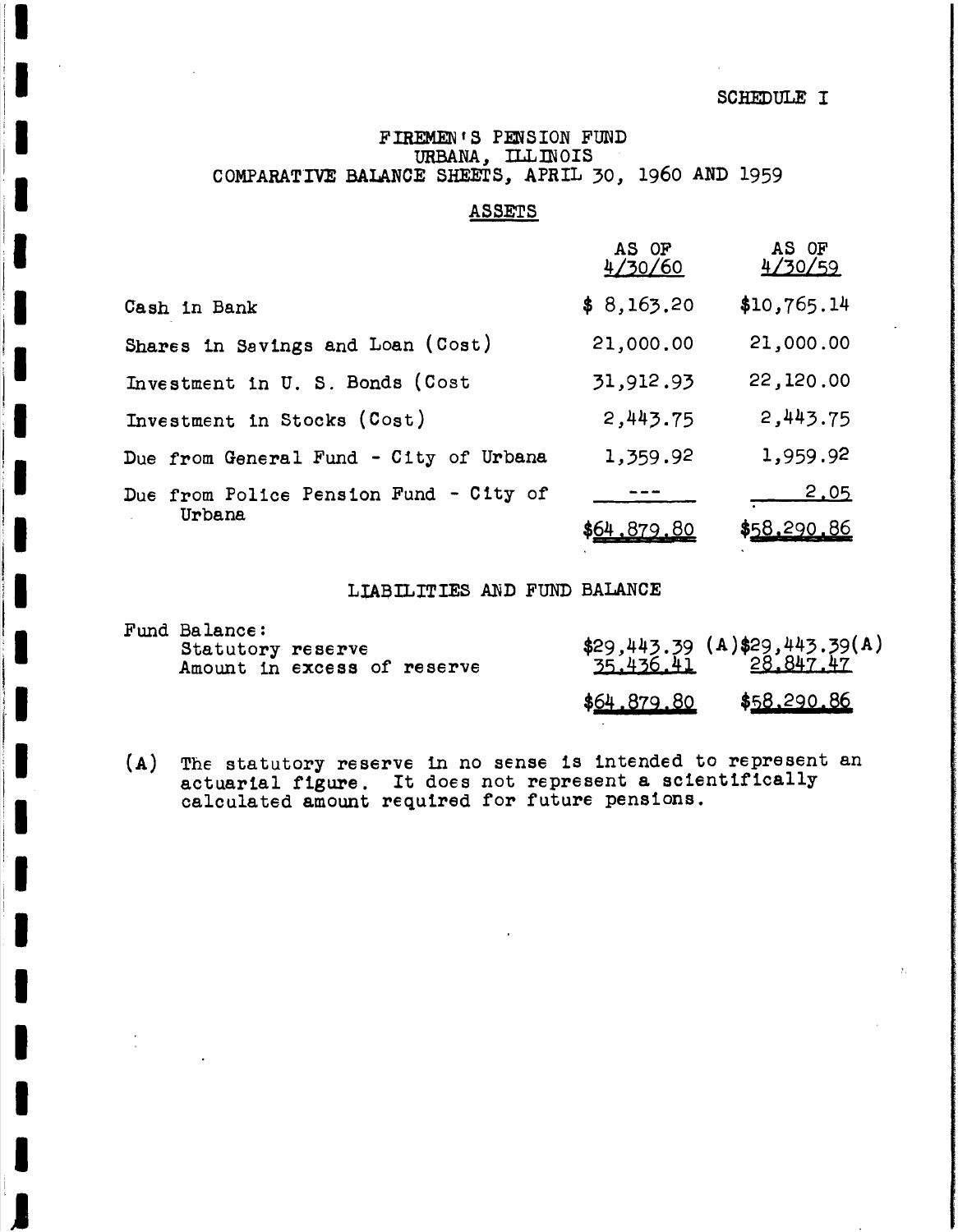SCHEDULE I

# FIREMEN'S PENSION FUND
## URBANA, ILLINOIS
## COMPARATIVE BALANCE SHEETS, APRIL 30, 1960 AND 1959

### ASSETS

| | AS OF 4/30/60 | AS OF 4/30/59 |
|---|---|---|
| Cash in Bank | $ 8,163.20 | $10,765.14 |
| Shares in Savings and Loan (Cost) | 21,000.00 | 21,000.00 |
| Investment in U. S. Bonds (Cost | 31,912.93 | 22,120.00 |
| Investment in Stocks (Cost) | 2,443.75 | 2,443.75 |
| Due from General Fund - City of Urbana | 1,359.92 | 1,959.92 |
| Due from Police Pension Fund - City of Urbana | --- | 2.05 |
| | $64,879.80 | $58,290.86 |

### LIABILITIES AND FUND BALANCE

| | | |
|---|---|---|
| Fund Balance: | | |
| Statutory reserve | $29,443.39 (A) | $29,443.39 (A) |
| Amount in excess of reserve | 35,436.41 | 28,847.47 |
| | $64,879.80 | $58,290.86 |

(A) The statutory reserve in no sense is intended to represent an actuarial figure. It does not represent a scientifically calculated amount required for future pensions.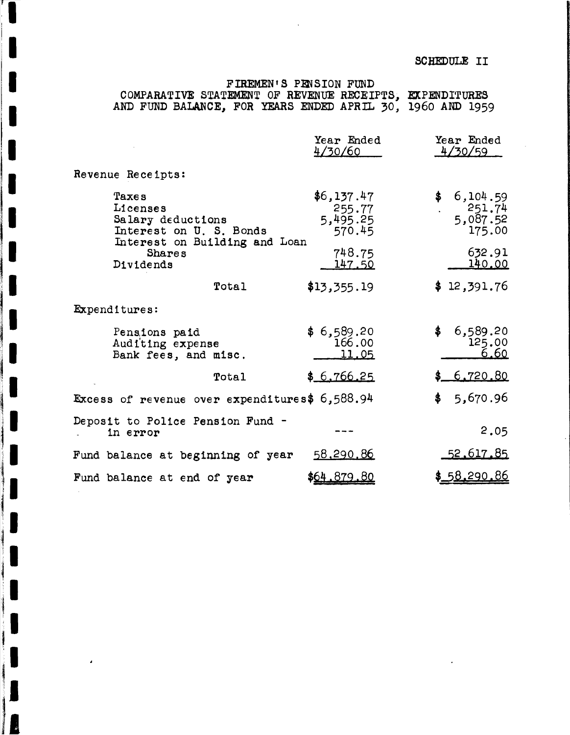SCHEDULE II

# FIREMEN'S PENSION FUND
## COMPARATIVE STATEMENT OF REVENUE RECEIPTS, EXPENDITURES AND FUND BALANCE, FOR YEARS ENDED APRIL 30, 1960 AND 1959

| | Year Ended 4/30/60 | Year Ended 4/30/59 |
|---|---|---|
| Revenue Receipts: | | |
| Taxes | $6,137.47 | $ 6,104.59 |
| Licenses | 255.77 | 251.74 |
| Salary deductions | 5,495.25 | 5,087.52 |
| Interest on U. S. Bonds | 570.45 | 175.00 |
| Interest on Building and Loan Shares | 748.75 | 632.91 |
| Dividends | 147.50 | 140.00 |
| Total | $13,355.19 | $ 12,391.76 |
| Expenditures: | | |
| Pensions paid | $ 6,589.20 | $ 6,589.20 |
| Auditing expense | 166.00 | 125.00 |
| Bank fees, and misc. | 11.05 | 6.60 |
| Total | $ 6,766.25 | $ 6,720.80 |
| Excess of revenue over expenditures | $ 6,588.94 | $ 5,670.96 |
| Deposit to Police Pension Fund - in error | --- | 2.05 |
| Fund balance at beginning of year | 58,290.86 | 52,617.85 |
| Fund balance at end of year | $64,879.80 | $ 58,290.86 |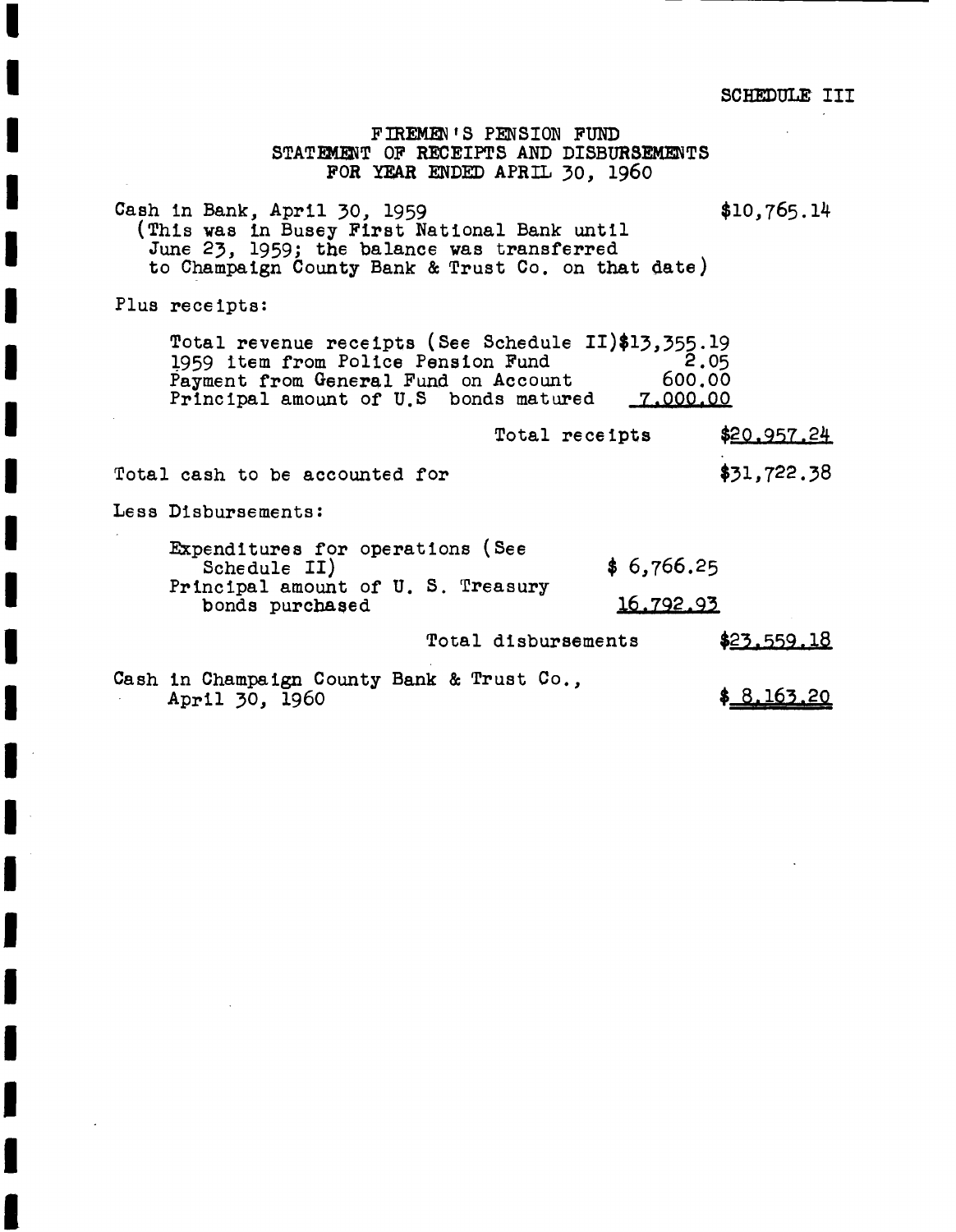SCHEDULE III

# FIREMEN'S PENSION FUND
## STATEMENT OF RECEIPTS AND DISBURSEMENTS
## FOR YEAR ENDED APRIL 30, 1960

| | | |
|---|---|---|
| Cash in Bank, April 30, 1959 (This was in Busey First National Bank until June 23, 1959; the balance was transferred to Champaign County Bank & Trust Co. on that date) | | $10,765.14 |
| Plus receipts: | | |
| Total revenue receipts (See Schedule II) | $13,355.19 | |
| 1959 item from Police Pension Fund | 2.05 | |
| Payment from General Fund on Account | 600.00 | |
| Principal amount of U.S bonds matured | 7,000.00 | |
| Total receipts | | $20,957.24 |
| Total cash to be accounted for | | $31,722.38 |
| Less Disbursements: | | |
| Expenditures for operations (See Schedule II) | $ 6,766.25 | |
| Principal amount of U. S. Treasury bonds purchased | 16,792.93 | |
| Total disbursements | | $23,559.18 |
| Cash in Champaign County Bank & Trust Co., April 30, 1960 | | $ 8,163.20 |